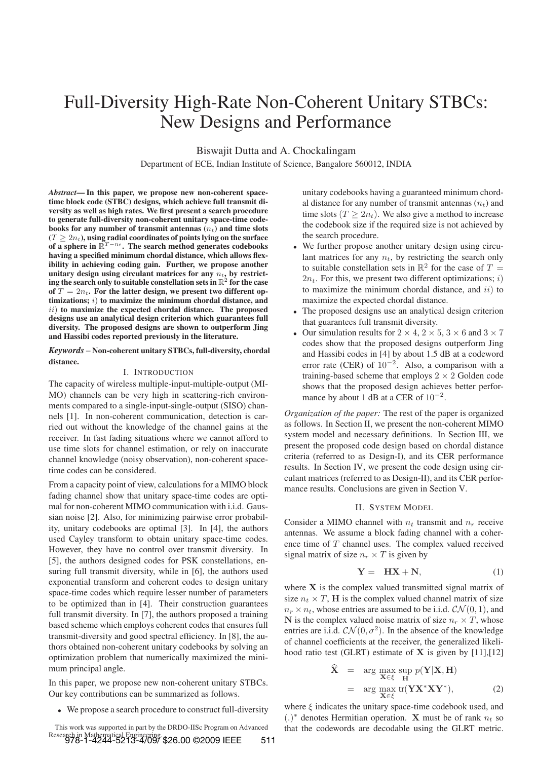# Full-Diversity High-Rate Non-Coherent Unitary STBCs: New Designs and Performance

Biswajit Dutta and A. Chockalingam

Department of ECE, Indian Institute of Science, Bangalore 560012, INDIA

***Abstract*— In this paper, we propose new non-coherent space-time block code (STBC) designs, which achieve full transmit diversity as well as high rates. We first present a search procedure to generate full-diversity non-coherent unitary space-time codebooks for any number of transmit antennas ($n_t$) and time slots ($T \geq 2n_t$), using radial coordinates of points lying on the surface of a sphere in $\mathbb{R}^{T-n_t}$. The search method generates codebooks having a specified minimum chordal distance, which allows flexibility in achieving coding gain. Further, we propose another unitary design using circulant matrices for any $n_t$, by restricting the search only to suitable constellation sets in $\mathbb{R}^2$ for the case of $T = 2n_t$. For the latter design, we present two different optimizations; $i)$ to maximize the minimum chordal distance, and $ii)$ to maximize the expected chordal distance. The proposed designs use an analytical design criterion which guarantees full diversity. The proposed designs are shown to outperform Jing and Hassibi codes reported previously in the literature.**

***Keywords*** **– Non-coherent unitary STBCs, full-diversity, chordal distance.**

## I. Introduction

The capacity of wireless multiple-input-multiple-output (MIMO) channels can be very high in scattering-rich environments compared to a single-input-single-output (SISO) channels [1]. In non-coherent communication, detection is carried out without the knowledge of the channel gains at the receiver. In fast fading situations where we cannot afford to use time slots for channel estimation, or rely on inaccurate channel knowledge (noisy observation), non-coherent space-time codes can be considered.

From a capacity point of view, calculations for a MIMO block fading channel show that unitary space-time codes are optimal for non-coherent MIMO communication with i.i.d. Gaussian noise [2]. Also, for minimizing pairwise error probability, unitary codebooks are optimal [3]. In [4], the authors used Cayley transform to obtain unitary space-time codes. However, they have no control over transmit diversity. In [5], the authors designed codes for PSK constellations, ensuring full transmit diversity, while in [6], the authors used exponential transform and coherent codes to design unitary space-time codes which require lesser number of parameters to be optimized than in [4]. Their construction guarantees full transmit diversity. In [7], the authors proposed a training based scheme which employs coherent codes that ensures full transmit-diversity and good spectral efficiency. In [8], the authors obtained non-coherent unitary codebooks by solving an optimization problem that numerically maximized the minimum principal angle.

In this paper, we propose new non-coherent unitary STBCs. Our key contributions can be summarized as follows.

- We propose a search procedure to construct full-diversity unitary codebooks having a guaranteed minimum chordal distance for any number of transmit antennas ($n_t$) and time slots ($T \geq 2n_t$). We also give a method to increase the codebook size if the required size is not achieved by the search procedure.
- We further propose another unitary design using circulant matrices for any $n_t$, by restricting the search only to suitable constellation sets in $\mathbb{R}^2$ for the case of $T = 2n_t$. For this, we present two different optimizations; $i)$ to maximize the minimum chordal distance, and $ii)$ to maximize the expected chordal distance.
- The proposed designs use an analytical design criterion that guarantees full transmit diversity.
- Our simulation results for $2 \times 4$, $2 \times 5$, $3 \times 6$ and $3 \times 7$ codes show that the proposed designs outperform Jing and Hassibi codes in [4] by about 1.5 dB at a codeword error rate (CER) of $10^{-2}$. Also, a comparison with a training-based scheme that employs $2 \times 2$ Golden code shows that the proposed design achieves better performance by about 1 dB at a CER of $10^{-2}$.

*Organization of the paper:* The rest of the paper is organized as follows. In Section II, we present the non-coherent MIMO system model and necessary definitions. In Section III, we present the proposed code design based on chordal distance criteria (referred to as Design-I), and its CER performance results. In Section IV, we present the code design using circulant matrices (referred to as Design-II), and its CER performance results. Conclusions are given in Section V.

## II. System Model

Consider a MIMO channel with $n_t$ transmit and $n_r$ receive antennas. We assume a block fading channel with a coherence time of $T$ channel uses. The complex valued received signal matrix of size $n_r \times T$ is given by

$$\mathbf{Y} = \mathbf{H}\mathbf{X} + \mathbf{N}, \tag{1}$$

where $\mathbf{X}$ is the complex valued transmitted signal matrix of size $n_t \times T$, $\mathbf{H}$ is the complex valued channel matrix of size $n_r \times n_t$, whose entries are assumed to be i.i.d. $\mathcal{CN}(0,1)$, and $\mathbf{N}$ is the complex valued noise matrix of size $n_r \times T$, whose entries are i.i.d. $\mathcal{CN}(0,\sigma^2)$. In the absence of the knowledge of channel coefficients at the receiver, the generalized likelihood ratio test (GLRT) estimate of $\mathbf{X}$ is given by [11],[12]

$$\begin{aligned}\widehat{\mathbf{X}} &= \arg\max_{\mathbf{X}\in\xi} \sup_{\mathbf{H}} p(\mathbf{Y}|\mathbf{X},\mathbf{H}) \\ &= \arg\max_{\mathbf{X}\in\xi} \text{tr}(\mathbf{Y}\mathbf{X}^*\mathbf{X}\mathbf{Y}^*),\end{aligned} \tag{2}$$

where $\xi$ indicates the unitary space-time codebook used, and $(.)^*$ denotes Hermitian operation. $\mathbf{X}$ must be of rank $n_t$ so that the codewords are decodable using the GLRT metric.

This work was supported in part by the DRDO-IISc Program on Advanced Research in Mathematical Engineering.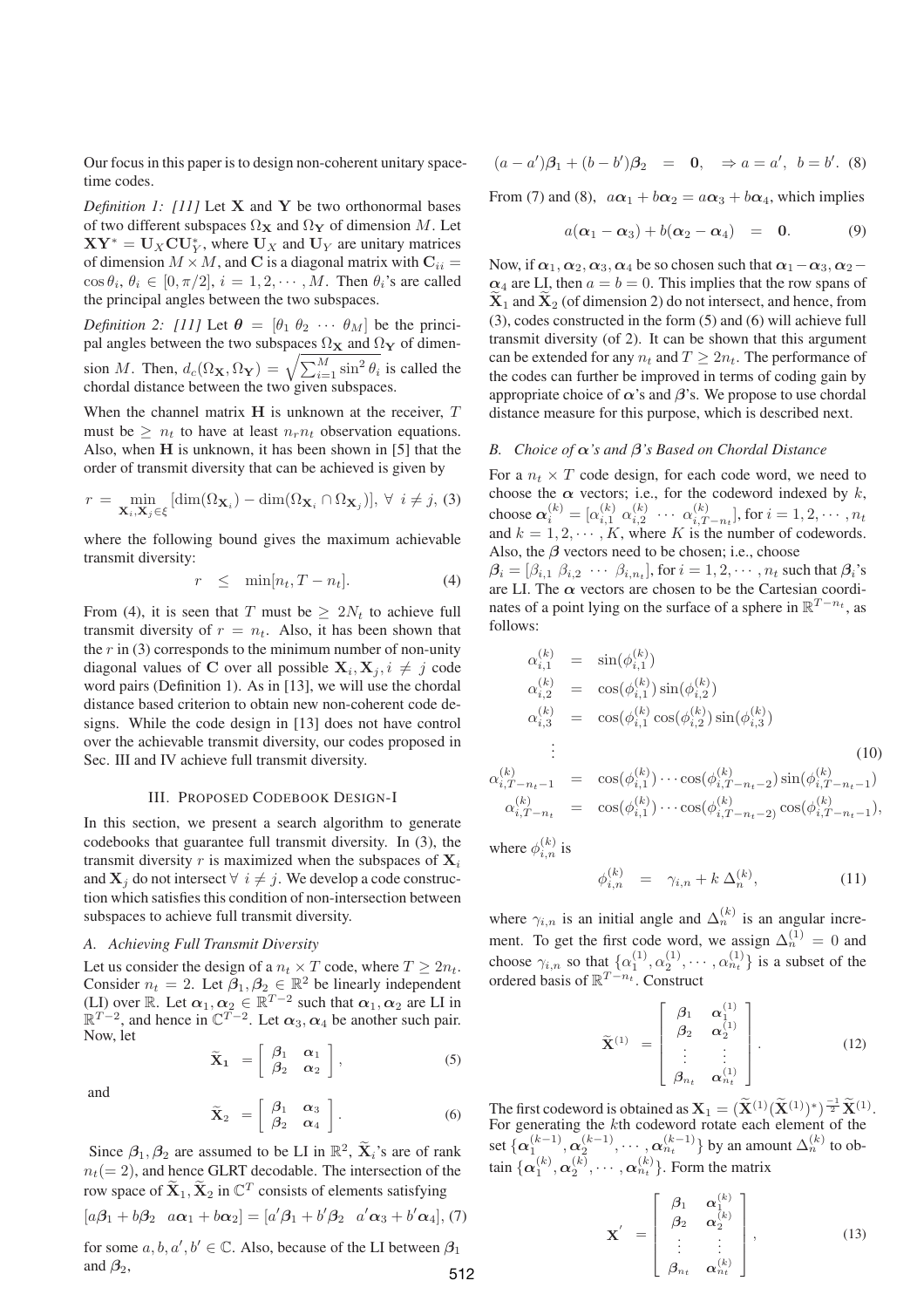Our focus in this paper is to design non-coherent unitary space-time codes.

*Definition 1: [11]* Let $\mathbf{X}$ and $\mathbf{Y}$ be two orthonormal bases of two different subspaces $\Omega_{\mathbf{X}}$ and $\Omega_{\mathbf{Y}}$ of dimension $M$. Let $\mathbf{X}\mathbf{Y}^* = \mathbf{U}_X \mathbf{C} \mathbf{U}_Y^*$, where $\mathbf{U}_X$ and $\mathbf{U}_Y$ are unitary matrices of dimension $M \times M$, and $\mathbf{C}$ is a diagonal matrix with $\mathbf{C}_{ii} = \cos\theta_i$, $\theta_i \in [0, \pi/2]$, $i = 1, 2, \cdots, M$. Then $\theta_i$'s are called the principal angles between the two subspaces.

*Definition 2: [11]* Let $\boldsymbol{\theta} = [\theta_1 \ \theta_2 \ \cdots \ \theta_M]$ be the principal angles between the two subspaces $\Omega_{\mathbf{X}}$ and $\Omega_{\mathbf{Y}}$ of dimension $M$. Then, $d_c(\Omega_{\mathbf{X}}, \Omega_{\mathbf{Y}}) = \sqrt{\sum_{i=1}^{M} \sin^2\theta_i}$ is called the chordal distance between the two given subspaces.

When the channel matrix $\mathbf{H}$ is unknown at the receiver, $T$ must be $\geq n_t$ to have at least $n_r n_t$ observation equations. Also, when $\mathbf{H}$ is unknown, it has been shown in [5] that the order of transmit diversity that can be achieved is given by

$$r = \min_{\mathbf{X}_i, \mathbf{X}_j \in \xi} [\dim(\Omega_{\mathbf{X}_i}) - \dim(\Omega_{\mathbf{X}_i} \cap \Omega_{\mathbf{X}_j})], \ \forall \ i \neq j, \tag{3}$$

where the following bound gives the maximum achievable transmit diversity:

$$r \ \leq \ \min[n_t, T - n_t]. \tag{4}$$

From (4), it is seen that $T$ must be $\geq 2N_t$ to achieve full transmit diversity of $r = n_t$. Also, it has been shown that the $r$ in (3) corresponds to the minimum number of non-unity diagonal values of $\mathbf{C}$ over all possible $\mathbf{X}_i, \mathbf{X}_j, i \neq j$ code word pairs (Definition 1). As in [13], we will use the chordal distance based criterion to obtain new non-coherent code designs. While the code design in [13] does not have control over the achievable transmit diversity, our codes proposed in Sec. III and IV achieve full transmit diversity.

## III. Proposed Codebook Design-I

In this section, we present a search algorithm to generate codebooks that guarantee full transmit diversity. In (3), the transmit diversity $r$ is maximized when the subspaces of $\mathbf{X}_i$ and $\mathbf{X}_j$ do not intersect $\forall \ i \neq j$. We develop a code construction which satisfies this condition of non-intersection between subspaces to achieve full transmit diversity.

### A. Achieving Full Transmit Diversity

Let us consider the design of a $n_t \times T$ code, where $T \geq 2n_t$. Consider $n_t = 2$. Let $\boldsymbol{\beta}_1, \boldsymbol{\beta}_2 \in \mathbb{R}^2$ be linearly independent (LI) over $\mathbb{R}$. Let $\boldsymbol{\alpha}_1, \boldsymbol{\alpha}_2 \in \mathbb{R}^{T-2}$ such that $\boldsymbol{\alpha}_1, \boldsymbol{\alpha}_2$ are LI in $\mathbb{R}^{T-2}$, and hence in $\mathbb{C}^{T-2}$. Let $\boldsymbol{\alpha}_3, \boldsymbol{\alpha}_4$ be another such pair. Now, let

$$\widetilde{\mathbf{X}}_1 = \begin{bmatrix} \boldsymbol{\beta}_1 & \boldsymbol{\alpha}_1 \\ \boldsymbol{\beta}_2 & \boldsymbol{\alpha}_2 \end{bmatrix}, \tag{5}$$

and

$$\widetilde{\mathbf{X}}_2 = \begin{bmatrix} \boldsymbol{\beta}_1 & \boldsymbol{\alpha}_3 \\ \boldsymbol{\beta}_2 & \boldsymbol{\alpha}_4 \end{bmatrix}. \tag{6}$$

Since $\boldsymbol{\beta}_1, \boldsymbol{\beta}_2$ are assumed to be LI in $\mathbb{R}^2$, $\widetilde{\mathbf{X}}_i$'s are of rank $n_t (= 2)$, and hence GLRT decodable. The intersection of the row space of $\widetilde{\mathbf{X}}_1, \widetilde{\mathbf{X}}_2$ in $\mathbb{C}^T$ consists of elements satisfying

$$[a\boldsymbol{\beta}_1 + b\boldsymbol{\beta}_2 \quad a\boldsymbol{\alpha}_1 + b\boldsymbol{\alpha}_2] = [a'\boldsymbol{\beta}_1 + b'\boldsymbol{\beta}_2 \quad a'\boldsymbol{\alpha}_3 + b'\boldsymbol{\alpha}_4], \tag{7}$$

for some $a, b, a', b' \in \mathbb{C}$. Also, because of the LI between $\boldsymbol{\beta}_1$ and $\boldsymbol{\beta}_2$,

$$(a - a')\boldsymbol{\beta}_1 + (b - b')\boldsymbol{\beta}_2 \ = \ \mathbf{0}, \quad \Rightarrow a = a', \ b = b'. \tag{8}$$

From (7) and (8), $a\boldsymbol{\alpha}_1 + b\boldsymbol{\alpha}_2 = a\boldsymbol{\alpha}_3 + b\boldsymbol{\alpha}_4$, which implies

$$a(\boldsymbol{\alpha}_1 - \boldsymbol{\alpha}_3) + b(\boldsymbol{\alpha}_2 - \boldsymbol{\alpha}_4) \ = \ \mathbf{0}. \tag{9}$$

Now, if $\boldsymbol{\alpha}_1, \boldsymbol{\alpha}_2, \boldsymbol{\alpha}_3, \boldsymbol{\alpha}_4$ be so chosen such that $\boldsymbol{\alpha}_1 - \boldsymbol{\alpha}_3, \boldsymbol{\alpha}_2 - \boldsymbol{\alpha}_4$ are LI, then $a = b = 0$. This implies that the row spans of $\widetilde{\mathbf{X}}_1$ and $\widetilde{\mathbf{X}}_2$ (of dimension 2) do not intersect, and hence, from (3), codes constructed in the form (5) and (6) will achieve full transmit diversity (of 2). It can be shown that this argument can be extended for any $n_t$ and $T \geq 2n_t$. The performance of the codes can further be improved in terms of coding gain by appropriate choice of $\boldsymbol{\alpha}$'s and $\boldsymbol{\beta}$'s. We propose to use chordal distance measure for this purpose, which is described next.

### B. Choice of $\boldsymbol{\alpha}$'s and $\boldsymbol{\beta}$'s Based on Chordal Distance

For a $n_t \times T$ code design, for each code word, we need to choose the $\boldsymbol{\alpha}$ vectors; i.e., for the codeword indexed by $k$, choose $\boldsymbol{\alpha}_i^{(k)} = [\alpha_{i,1}^{(k)} \ \alpha_{i,2}^{(k)} \ \cdots \ \alpha_{i,T-n_t}^{(k)}]$, for $i = 1, 2, \cdots, n_t$ and $k = 1, 2, \cdots, K$, where $K$ is the number of codewords. Also, the $\boldsymbol{\beta}$ vectors need to be chosen; i.e., choose $\boldsymbol{\beta}_i = [\beta_{i,1} \ \beta_{i,2} \ \cdots \ \beta_{i,n_t}]$, for $i = 1, 2, \cdots, n_t$ such that $\boldsymbol{\beta}_i$'s are LI. The $\boldsymbol{\alpha}$ vectors are chosen to be the Cartesian coordinates of a point lying on the surface of a sphere in $\mathbb{R}^{T-n_t}$, as follows:

$$\begin{aligned}
\alpha_{i,1}^{(k)} &= \sin(\phi_{i,1}^{(k)}) \\
\alpha_{i,2}^{(k)} &= \cos(\phi_{i,1}^{(k)})\sin(\phi_{i,2}^{(k)}) \\
\alpha_{i,3}^{(k)} &= \cos(\phi_{i,1}^{(k)}\cos(\phi_{i,2}^{(k)})\sin(\phi_{i,3}^{(k)}) \\
&\ \ \vdots \\
\alpha_{i,T-n_t-1}^{(k)} &= \cos(\phi_{i,1}^{(k)})\cdots\cos(\phi_{i,T-n_t-2}^{(k)})\sin(\phi_{i,T-n_t-1}^{(k)}) \\
\alpha_{i,T-n_t}^{(k)} &= \cos(\phi_{i,1}^{(k)})\cdots\cos(\phi_{i,T-n_t-2}^{(k)})\cos(\phi_{i,T-n_t-1}^{(k)}),
\end{aligned} \tag{10}$$

where $\phi_{i,n}^{(k)}$ is

$$\phi_{i,n}^{(k)} \ = \ \gamma_{i,n} + k\,\Delta_n^{(k)}, \tag{11}$$

where $\gamma_{i,n}$ is an initial angle and $\Delta_n^{(k)}$ is an angular increment. To get the first code word, we assign $\Delta_n^{(1)} = 0$ and choose $\gamma_{i,n}$ so that $\{\boldsymbol{\alpha}_1^{(1)}, \boldsymbol{\alpha}_2^{(1)}, \cdots, \boldsymbol{\alpha}_{n_t}^{(1)}\}$ is a subset of the ordered basis of $\mathbb{R}^{T-n_t}$. Construct

$$\widetilde{\mathbf{X}}^{(1)} = \begin{bmatrix} \boldsymbol{\beta}_1 & \boldsymbol{\alpha}_1^{(1)} \\ \boldsymbol{\beta}_2 & \boldsymbol{\alpha}_2^{(1)} \\ \vdots & \vdots \\ \boldsymbol{\beta}_{n_t} & \boldsymbol{\alpha}_{n_t}^{(1)} \end{bmatrix}. \tag{12}$$

The first codeword is obtained as $\mathbf{X}_1 = (\widetilde{\mathbf{X}}^{(1)}(\widetilde{\mathbf{X}}^{(1)})^*)^{\frac{-1}{2}}\widetilde{\mathbf{X}}^{(1)}$. For generating the $k$th codeword rotate each element of the set $\{\boldsymbol{\alpha}_1^{(k-1)}, \boldsymbol{\alpha}_2^{(k-1)}, \cdots, \boldsymbol{\alpha}_{n_t}^{(k-1)}\}$ by an amount $\Delta_n^{(k)}$ to obtain $\{\boldsymbol{\alpha}_1^{(k)}, \boldsymbol{\alpha}_2^{(k)}, \cdots, \boldsymbol{\alpha}_{n_t}^{(k)}\}$. Form the matrix

$$\mathbf{X}' = \begin{bmatrix} \boldsymbol{\beta}_1 & \boldsymbol{\alpha}_1^{(k)} \\ \boldsymbol{\beta}_2 & \boldsymbol{\alpha}_2^{(k)} \\ \vdots & \vdots \\ \boldsymbol{\beta}_{n_t} & \boldsymbol{\alpha}_{n_t}^{(k)} \end{bmatrix}, \tag{13}$$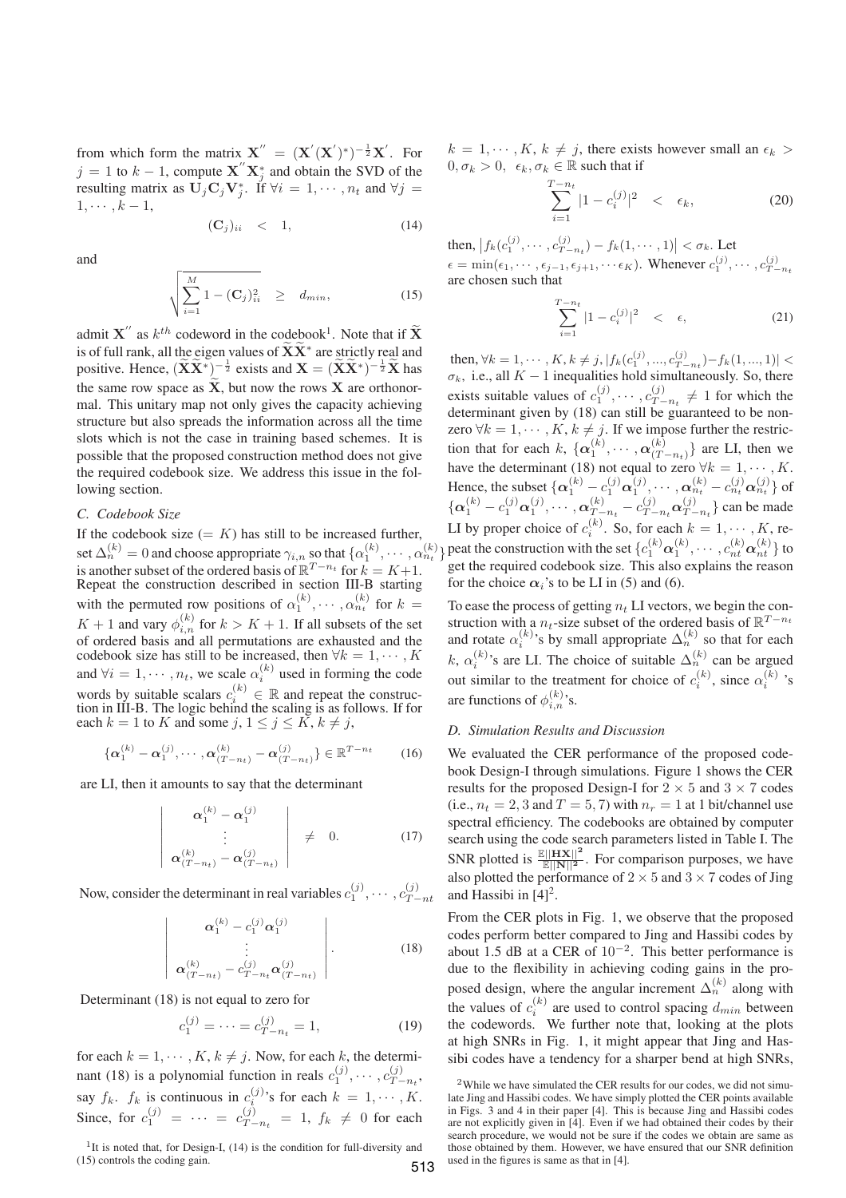from which form the matrix $\mathbf{X}^{''} = (\mathbf{X}^{'}(\mathbf{X}^{'})^*)^{-\frac{1}{2}}\mathbf{X}^{'}$. For $j = 1$ to $k-1$, compute $\mathbf{X}^{''}\mathbf{X}_j^*$ and obtain the SVD of the resulting matrix as $\mathbf{U}_j\mathbf{C}_j\mathbf{V}_j^*$. If $\forall i = 1, \cdots, n_t$ and $\forall j = 1, \cdots, k-1$,

$$(\mathbf{C}_j)_{ii} \quad < \quad 1, \tag{14}$$

and

$$\sqrt{\sum_{i=1}^{M} 1 - (\mathbf{C}_j)_{ii}^2} \quad \geq \quad d_{min}, \tag{15}$$

admit $\mathbf{X}^{''}$ as $k^{th}$ codeword in the codebook[1]. Note that if $\widetilde{\mathbf{X}}$ is of full rank, all the eigen values of $\widetilde{\mathbf{X}}\widetilde{\mathbf{X}}^*$ are strictly real and positive. Hence, $(\widetilde{\mathbf{X}}\widetilde{\mathbf{X}}^*)^{-\frac{1}{2}}$ exists and $\mathbf{X} = (\widetilde{\mathbf{X}}\widetilde{\mathbf{X}}^*)^{-\frac{1}{2}}\widetilde{\mathbf{X}}$ has the same row space as $\widetilde{\mathbf{X}}$, but now the rows $\mathbf{X}$ are orthonormal. This unitary map not only gives the capacity achieving structure but also spreads the information across all the time slots which is not the case in training based schemes. It is possible that the proposed construction method does not give the required codebook size. We address this issue in the following section.

### C. Codebook Size

If the codebook size ($= K$) has still to be increased further, set $\Delta_n^{(k)} = 0$ and choose appropriate $\gamma_{i,n}$ so that $\{\alpha_1^{(k)}, \cdots, \alpha_{n_t}^{(k)}\}$ is another subset of the ordered basis of $\mathbb{R}^{T-n_t}$ for $k = K+1$. Repeat the construction described in section III-B starting with the permuted row positions of $\alpha_1^{(k)}, \cdots, \alpha_{n_t}^{(k)}$ for $k = K+1$ and vary $\phi_{i,n}^{(k)}$ for $k > K+1$. If all subsets of the set of ordered basis and all permutations are exhausted and the codebook size has still to be increased, then $\forall k = 1, \cdots, K$ and $\forall i = 1, \cdots, n_t$, we scale $\alpha_i^{(k)}$ used in forming the code words by suitable scalars $c_i^{(k)} \in \mathbb{R}$ and repeat the construction in III-B. The logic behind the scaling is as follows. If for each $k = 1$ to $K$ and some $j, 1 \leq j \leq K, k \neq j$,

$$\{\boldsymbol{\alpha}_1^{(k)} - \boldsymbol{\alpha}_1^{(j)}, \cdots, \boldsymbol{\alpha}_{(T-n_t)}^{(k)} - \boldsymbol{\alpha}_{(T-n_t)}^{(j)}\} \in \mathbb{R}^{T-n_t} \tag{16}$$

are LI, then it amounts to say that the determinant

$$\begin{vmatrix} \boldsymbol{\alpha}_1^{(k)} - \boldsymbol{\alpha}_1^{(j)} \\ \vdots \\ \boldsymbol{\alpha}_{(T-n_t)}^{(k)} - \boldsymbol{\alpha}_{(T-n_t)}^{(j)} \end{vmatrix} \quad \neq \quad 0. \tag{17}$$

Now, consider the determinant in real variables $c_1^{(j)}, \cdots, c_{T-nt}^{(j)}$

$$\begin{vmatrix} \boldsymbol{\alpha}_1^{(k)} - c_1^{(j)}\boldsymbol{\alpha}_1^{(j)} \\ \vdots \\ \boldsymbol{\alpha}_{(T-n_t)}^{(k)} - c_{T-n_t}^{(j)}\boldsymbol{\alpha}_{(T-n_t)}^{(j)} \end{vmatrix}. \tag{18}$$

Determinant (18) is not equal to zero for

$$c_1^{(j)} = \cdots = c_{T-n_t}^{(j)} = 1, \tag{19}$$

for each $k = 1, \cdots, K, k \neq j$. Now, for each $k$, the determinant (18) is a polynomial function in reals $c_1^{(j)}, \cdots, c_{T-n_t}^{(j)}$, say $f_k$. $f_k$ is continuous in $c_i^{(j)}$'s for each $k = 1, \cdots, K$. Since, for $c_1^{(j)} = \cdots = c_{T-n_t}^{(j)} = 1$, $f_k \neq 0$ for each $k = 1, \cdots, K$, $k \neq j$, there exists however small an $\epsilon_k > 0, \sigma_k > 0$, $\epsilon_k, \sigma_k \in \mathbb{R}$ such that if

$$\sum_{i=1}^{T-n_t} |1 - c_i^{(j)}|^2 \quad < \quad \epsilon_k, \tag{20}$$

then, $\left|f_k(c_1^{(j)}, \cdots, c_{T-n_t}^{(j)}) - f_k(1, \cdots, 1)\right| < \sigma_k$. Let $\epsilon = \min(\epsilon_1, \cdots, \epsilon_{j-1}, \epsilon_{j+1}, \cdots \epsilon_K)$. Whenever $c_1^{(j)}, \cdots, c_{T-n_t}^{(j)}$ are chosen such that

$$\sum_{i=1}^{T-n_t} |1 - c_i^{(j)}|^2 \quad < \quad \epsilon, \tag{21}$$

then, $\forall k = 1, \cdots, K, k \neq j, |f_k(c_1^{(j)}, ..., c_{T-n_t}^{(j)}) - f_k(1, ..., 1)| < \sigma_k$, i.e., all $K-1$ inequalities hold simultaneously. So, there exists suitable values of $c_1^{(j)}, \cdots, c_{T-n_t}^{(j)} \neq 1$ for which the determinant given by (18) can still be guaranteed to be nonzero $\forall k = 1, \cdots, K, k \neq j$. If we impose further the restriction that for each $k$, $\{\boldsymbol{\alpha}_1^{(k)}, \cdots, \boldsymbol{\alpha}_{(T-n_t)}^{(k)}\}$ are LI, then we have the determinant (18) not equal to zero $\forall k = 1, \cdots, K$. Hence, the subset $\{\boldsymbol{\alpha}_1^{(k)} - c_1^{(j)}\boldsymbol{\alpha}_1^{(j)}, \cdots, \boldsymbol{\alpha}_{n_t}^{(k)} - c_{n_t}^{(j)}\boldsymbol{\alpha}_{n_t}^{(j)}\}$ of $\{\boldsymbol{\alpha}_1^{(k)} - c_1^{(j)}\boldsymbol{\alpha}_1^{(j)}, \cdots, \boldsymbol{\alpha}_{T-n_t}^{(k)} - c_{T-n_t}^{(j)}\boldsymbol{\alpha}_{T-n_t}^{(j)}\}$ can be made LI by proper choice of $c_i^{(k)}$. So, for each $k = 1, \cdots, K$, repeat the construction with the set $\{c_1^{(k)}\boldsymbol{\alpha}_1^{(k)}, \cdots, c_{nt}^{(k)}\boldsymbol{\alpha}_{nt}^{(k)}\}$ to get the required codebook size. This also explains the reason for the choice $\boldsymbol{\alpha}_i$'s to be LI in (5) and (6).

To ease the process of getting $n_t$ LI vectors, we begin the construction with a $n_t$-size subset of the ordered basis of $\mathbb{R}^{T-n_t}$ and rotate $\alpha_i^{(k)}$'s by small appropriate $\Delta_n^{(k)}$ so that for each $k$, $\alpha_i^{(k)}$'s are LI. The choice of suitable $\Delta_n^{(k)}$ can be argued out similar to the treatment for choice of $c_i^{(k)}$, since $\alpha_i^{(k)}$'s are functions of $\phi_{i,n}^{(k)}$'s.

### D. Simulation Results and Discussion

We evaluated the CER performance of the proposed codebook Design-I through simulations. Figure 1 shows the CER results for the proposed Design-I for $2 \times 5$ and $3 \times 7$ codes (i.e., $n_t = 2, 3$ and $T = 5, 7$) with $n_r = 1$ at 1 bit/channel use spectral efficiency. The codebooks are obtained by computer search using the code search parameters listed in Table I. The SNR plotted is $\frac{\mathbb{E}||\mathbf{HX}||^2}{\mathbb{E}||\mathbf{N}||^2}$. For comparison purposes, we have also plotted the performance of $2 \times 5$ and $3 \times 7$ codes of Jing and Hassibi in [4][2].

From the CER plots in Fig. 1, we observe that the proposed codes perform better compared to Jing and Hassibi codes by about 1.5 dB at a CER of $10^{-2}$. This better performance is due to the flexibility in achieving coding gains in the proposed design, where the angular increment $\Delta_n^{(k)}$ along with the values of $c_i^{(k)}$ are used to control spacing $d_{min}$ between the codewords. We further note that, looking at the plots at high SNRs in Fig. 1, it might appear that Jing and Hassibi codes have a tendency for a sharper bend at high SNRs,

[1] It is noted that, for Design-I, (14) is the condition for full-diversity and (15) controls the coding gain.

[2] While we have simulated the CER results for our codes, we did not simulate Jing and Hassibi codes. We have simply plotted the CER points available in Figs. 3 and 4 in their paper [4]. This is because Jing and Hassibi codes are not explicitly given in [4]. Even if we had obtained their codes by their search procedure, we would not be sure if the codes we obtain are same as those obtained by them. However, we have ensured that our SNR definition used in the figures is same as that in [4].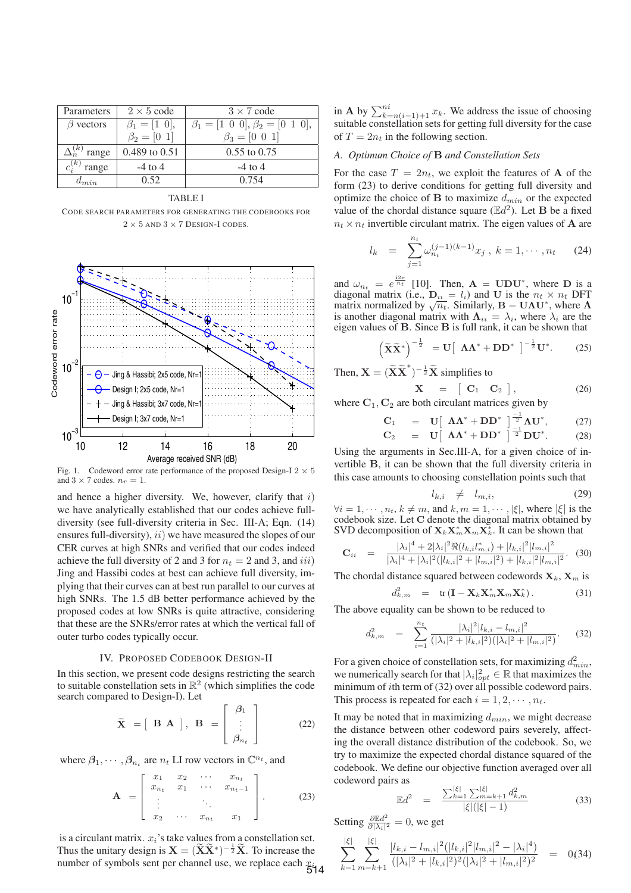| Parameters | $2 \times 5$ code | $3 \times 7$ code |
|---|---|---|
| $\beta$ vectors | $\beta_1 = [1\ 0]$, $\beta_2 = [0\ 1]$ | $\beta_1 = [1\ 0\ 0]$, $\beta_2 = [0\ 1\ 0]$, $\beta_3 = [0\ 0\ 1]$ |
| $\Delta_n^{(k)}$ range | 0.489 to 0.51 | 0.55 to 0.75 |
| $c_i^{(k)}$ range | -4 to 4 | -4 to 4 |
| $d_{min}$ | 0.52 | 0.754 |

TABLE I

CODE SEARCH PARAMETERS FOR GENERATING THE CODEBOOKS FOR $2 \times 5$ AND $3 \times 7$ DESIGN-I CODES.

Fig. 1. Codeword error rate performance of the proposed Design-I $2 \times 5$ and $3 \times 7$ codes. $n_r = 1$.

and hence a higher diversity. We, however, clarify that $i)$ we have analytically established that our codes achieve full-diversity (see full-diversity criteria in Sec. III-A; Eqn. (14) ensures full-diversity), $ii)$ we have measured the slopes of our CER curves at high SNRs and verified that our codes indeed achieve the full diversity of 2 and 3 for $n_t = 2$ and 3, and $iii)$ Jing and Hassibi codes at best can achieve full diversity, implying that their curves can at best run parallel to our curves at high SNRs. The 1.5 dB better performance achieved by the proposed codes at low SNRs is quite attractive, considering that these are the SNRs/error rates at which the vertical fall of outer turbo codes typically occur.

## IV. PROPOSED CODEBOOK DESIGN-II

In this section, we present code designs restricting the search to suitable constellation sets in $\mathbb{R}^2$ (which simplifies the code search compared to Design-I). Let

$$\widetilde{\mathbf{X}} = [\ \mathbf{B}\ \mathbf{A}\ ], \quad \mathbf{B} = \begin{bmatrix} \boldsymbol{\beta}_1 \\ \vdots \\ \boldsymbol{\beta}_{n_t} \end{bmatrix} \tag{22}$$

where $\boldsymbol{\beta}_1, \cdots, \boldsymbol{\beta}_{n_t}$ are $n_t$ LI row vectors in $\mathbb{C}^{n_t}$, and

$$\mathbf{A} = \begin{bmatrix} x_1 & x_2 & \cdots & x_{n_t} \\ x_{n_t} & x_1 & \cdots & x_{n_t-1} \\ \vdots & & \ddots & \\ x_2 & \cdots & x_{n_t} & x_1 \end{bmatrix}. \tag{23}$$

is a circulant matrix. $x_i$'s take values from a constellation set. Thus the unitary design is $\mathbf{X} = (\widetilde{\mathbf{X}}\widetilde{\mathbf{X}}^*)^{-\frac{1}{2}}\widetilde{\mathbf{X}}$. To increase the number of symbols sent per channel use, we replace each $x_i$ in $\mathbf{A}$ by $\sum_{k=n(i-1)+1}^{ni} x_k$. We address the issue of choosing suitable constellation sets for getting full diversity for the case of $T = 2n_t$ in the following section.

### A. Optimum Choice of B and Constellation Sets

For the case $T = 2n_t$, we exploit the features of $\mathbf{A}$ of the form (23) to derive conditions for getting full diversity and optimize the choice of $\mathbf{B}$ to maximize $d_{min}$ or the expected value of the chordal distance square ($\mathbb{E}d^2$). Let $\mathbf{B}$ be a fixed $n_t \times n_t$ invertible circulant matrix. The eigen values of $\mathbf{A}$ are

$$l_k = \sum_{j=1}^{n_t} \omega_{n_t}^{(j-1)(k-1)} x_j\ , \ k = 1, \cdots, n_t \tag{24}$$

and $\omega_{n_t} = e^{\frac{i2\pi}{n_t}}$ [10]. Then, $\mathbf{A} = \mathbf{U}\mathbf{D}\mathbf{U}^*$, where $\mathbf{D}$ is a diagonal matrix (i.e., $\mathbf{D}_{ii} = l_i$) and $\mathbf{U}$ is the $n_t \times n_t$ DFT matrix normalized by $\sqrt{n_t}$. Similarly, $\mathbf{B} = \mathbf{U}\mathbf{\Lambda}\mathbf{U}^*$, where $\mathbf{\Lambda}$ is another diagonal matrix with $\mathbf{\Lambda}_{ii} = \lambda_i$, where $\lambda_i$ are the eigen values of $\mathbf{B}$. Since $\mathbf{B}$ is full rank, it can be shown that

$$\left(\widetilde{\mathbf{X}}\widetilde{\mathbf{X}}^*\right)^{-\frac{1}{2}} = \mathbf{U}[\ \mathbf{\Lambda}\mathbf{\Lambda}^* + \mathbf{D}\mathbf{D}^*\ ]^{-\frac{1}{2}}\mathbf{U}^*. \tag{25}$$

Then, $\mathbf{X} = (\widetilde{\mathbf{X}}\widetilde{\mathbf{X}}^*)^{-\frac{1}{2}}\widetilde{\mathbf{X}}$ simplifies to

$$\mathbf{X} = [\ \mathbf{C}_1\ \ \mathbf{C}_2\ ], \tag{26}$$

where $\mathbf{C}_1, \mathbf{C}_2$ are both circulant matrices given by

$$\mathbf{C}_1 = \mathbf{U}[\ \mathbf{\Lambda}\mathbf{\Lambda}^* + \mathbf{D}\mathbf{D}^*\ ]^{\frac{-1}{2}}\mathbf{\Lambda}\mathbf{U}^*, \tag{27}$$

$$\mathbf{C}_2 = \mathbf{U}[\ \mathbf{\Lambda}\mathbf{\Lambda}^* + \mathbf{D}\mathbf{D}^*\ ]^{\frac{-1}{2}}\mathbf{D}\mathbf{U}^*. \tag{28}$$

Using the arguments in Sec.III-A, for a given choice of invertible $\mathbf{B}$, it can be shown that the full diversity criteria in this case amounts to choosing constellation points such that

$$l_{k,i} \neq l_{m,i}, \tag{29}$$

$\forall i = 1, \cdots, n_t$, $k \neq m$, and $k, m = 1, \cdots, |\xi|$, where $|\xi|$ is the codebook size. Let $\mathbf{C}$ denote the diagonal matrix obtained by SVD decomposition of $\mathbf{X}_k\mathbf{X}_m^*\mathbf{X}_m\mathbf{X}_k^*$. It can be shown that

$$\mathbf{C}_{ii} = \frac{|\lambda_i|^4 + 2|\lambda_i|^2\Re(l_{k,i}l_{m,i}^*) + |l_{k,i}|^2|l_{m,i}|^2}{|\lambda_i|^4 + |\lambda_i|^2(|l_{k,i}|^2 + |l_{m,i}|^2) + |l_{k,i}|^2|l_{m,i}|^2}. \tag{30}$$

The chordal distance squared between codewords $\mathbf{X}_k$, $\mathbf{X}_m$ is

$$d_{k,m}^2 = \text{tr}\,(\mathbf{I} - \mathbf{X}_k\mathbf{X}_m^*\mathbf{X}_m\mathbf{X}_k^*). \tag{31}$$

The above equality can be shown to be reduced to

$$d_{k,m}^2 = \sum_{i=1}^{n_t} \frac{|\lambda_i|^2|l_{k,i} - l_{m,i}|^2}{(|\lambda_i|^2 + |l_{k,i}|^2)(|\lambda_i|^2 + |l_{m,i}|^2)}. \tag{32}$$

For a given choice of constellation sets, for maximizing $d_{min}^2$, we numerically search for that $|\lambda_i|_{opt}^2 \in \mathbb{R}$ that maximizes the minimum of $i$th term of (32) over all possible codeword pairs. This process is repeated for each $i = 1, 2, \cdots, n_t$.

It may be noted that in maximizing $d_{min}$, we might decrease the distance between other codeword pairs severely, affecting the overall distance distribution of the codebook. So, we try to maximize the expected chordal distance squared of the codebook. We define our objective function averaged over all codeword pairs as

$$\mathbb{E}d^2 = \frac{\sum_{k=1}^{|\xi|}\sum_{m=k+1}^{|\xi|} d_{k,m}^2}{|\xi|(|\xi| - 1)} \tag{33}$$

Setting $\frac{\partial \mathbb{E}d^2}{\partial |\lambda_i|^2} = 0$, we get

$$\sum_{k=1}^{|\xi|}\sum_{m=k+1}^{|\xi|} \frac{|l_{k,i} - l_{m,i}|^2(|l_{k,i}|^2|l_{m,i}|^2 - |\lambda_i|^4)}{(|\lambda_i|^2 + |l_{k,i}|^2)^2(|\lambda_i|^2 + |l_{m,i}|^2)^2} = 0 \tag{34}$$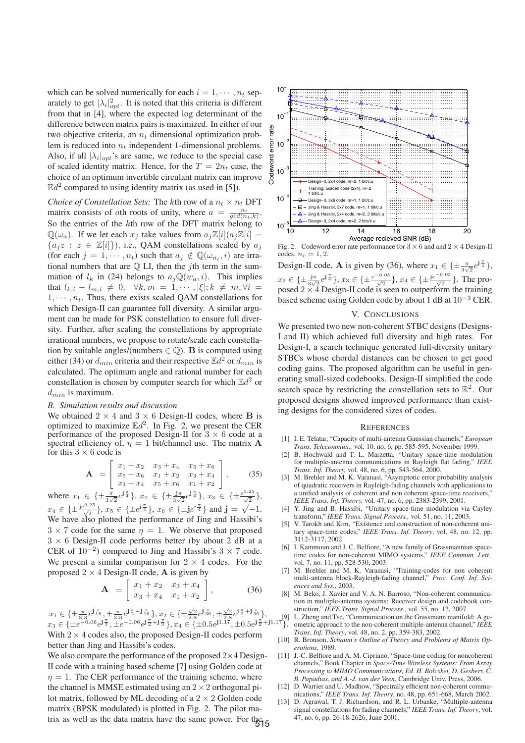which can be solved numerically for each $i = 1, \cdots, n_t$ separately to get $|\lambda_i|^2_{opt}$. It is noted that this criteria is different from that in [4], where the expected log determinant of the difference between matrix pairs is maximized. In either of our two objective criteria, an $n_t$ dimensional optimization problem is reduced into $n_t$ independent 1-dimensional problems. Also, if all $|\lambda_i|_{opt}$'s are same, we reduce to the special case of scaled identity matrix. Hence, for the $T = 2n_t$ case, the choice of an optimum invertible circulant matrix can improve $\mathbb{E}d^2$ compared to using identity matrix (as used in [5]).

*Choice of Constellation Sets:* The $k$th row of a $n_t \times n_t$ DFT matrix consists of $a$th roots of unity, where $a = \frac{n_t}{gcd(n_t,k)}$. So the entries of the $k$th row of the DFT matrix belong to $\mathbb{Q}(\omega_a)$. If we let each $x_j$ take values from $a_j\mathbb{Z}[i](a_j\mathbb{Z}[i] = \{a_j z : z \in \mathbb{Z}[i]\})$, i.e., QAM constellations scaled by $a_j$ (for each $j = 1, \cdots, n_t$) such that $a_j \notin \mathbb{Q}(\omega_{n_t}, i)$ are irrational numbers that are $\mathbb{Q}$ LI, then the $j$th term in the summation of $l_k$ in (24) belongs to $a_j\mathbb{Q}(w_a, i)$. This implies that $l_{k,i} - l_{m,i} \neq 0, \quad \forall k, m = 1, \cdots, |\xi|; k \neq m, \forall i = 1, \cdots, n_t$. Thus, there exists scaled QAM constellations for which Design-II can guarantee full diversity. A similar argument can be made for PSK constellation to ensure full diversity. Further, after scaling the constellations by appropriate irrational numbers, we propose to rotate/scale each constellation by suitable angles/(numbers $\in \mathbb{Q}$). $\mathbf{B}$ is computed using either (34) or $d_{min}$ criteria and their respective $\mathbb{E}d^2$ or $d_{min}$ is calculated. The optimum angle and rational number for each constellation is chosen by computer search for which $\mathbb{E}d^2$ or $d_{min}$ is maximum.

### B. Simulation results and discussion

We obtained $2 \times 4$ and $3 \times 6$ Design-II codes, where $\mathbf{B}$ is optimized to maximize $\mathbb{E}d^2$. In Fig. 2, we present the CER performance of the proposed Design-II for $3 \times 6$ code at a spectral efficiency of, $\eta = 1$ bit/channel use. The matrix $\mathbf{A}$ for this $3 \times 6$ code is

$$\mathbf{A} = \begin{bmatrix} x_1 + x_2 & x_3 + x_4 & x_5 + x_6 \\ x_5 + x_6 & x_1 + x_2 & x_3 + x_4 \\ x_3 + x_4 & x_5 + x_6 & x_1 + x_2 \end{bmatrix}, \tag{35}$$

where $x_1 \in \{\pm\frac{\pi}{3\sqrt{2}}e^{\mathbf{j}\frac{\pi}{4}}\}$, $x_2 \in \{\pm\frac{\mathbf{j}\pi}{3\sqrt{2}}e^{\mathbf{j}\frac{\pi}{4}}\}$, $x_3 \in \{\pm\frac{e^{0.25}}{\sqrt{2}}\}$, $x_4 \in \{\pm\frac{\mathbf{j}e^{0.25}}{\sqrt{2}}\}$, $x_5 \in \{\pm e^{\mathbf{j}\frac{\pi}{4}}\}$, $x_6 \in \{\pm \mathbf{j}e^{i\frac{\pi}{4}}\}$ and $\mathbf{j} = \sqrt{-1}$. We have also plotted the performance of Jing and Hassibi's $3 \times 7$ code for the same $\eta = 1$. We observe that proposed $3 \times 6$ Design-II code performs better (by about 2 dB at a CER of $10^{-2}$) compared to Jing and Hassibi's $3 \times 7$ code. We present a similar comparison for $2 \times 4$ codes. For the proposed $2 \times 4$ Design-II code, $\mathbf{A}$ is given by

$$\mathbf{A} = \begin{bmatrix} x_1 + x_2 & x_3 + x_4 \\ x_3 + x_4 & x_1 + x_2 \end{bmatrix}, \tag{36}$$

$x_1 \in \{\pm\frac{\pi}{3.3}e^{\mathbf{j}\frac{\pi}{18}}, \pm\frac{\pi}{3.3}e^{\mathbf{j}\frac{\pi}{2}+\mathbf{j}\frac{\pi}{18}}\}$, $x_2 \in \{\pm\frac{\sqrt{2}}{2.8}e^{\mathbf{j}\frac{\pi}{36}}, \pm\frac{\sqrt{2}}{2.8}e^{\mathbf{j}\frac{\pi}{2}+\mathbf{j}\frac{\pi}{36}}\}$, $x_3 \in \{\pm e^{-0.06}e^{\mathbf{j}\frac{\pi}{3}}, \pm e^{-0.06}e^{\mathbf{j}\frac{\pi}{2}+\mathbf{j}\frac{\pi}{3}}\}$, $x_4 \in \{\pm 0.5e^{\mathbf{j}1.17}, \pm 0.5e^{\mathbf{j}\frac{\pi}{2}+\mathbf{j}1.17}\}$. With $2 \times 4$ codes also, the proposed Design-II codes perform better than Jing and Hassibi's codes.

We also compare the performance of the proposed $2\times 4$ Design-II code with a training based scheme [7] using Golden code at $\eta = 1$. The CER performance of the training scheme, where the channel is MMSE estimated using an $2 \times 2$ orthogonal pilot matrix, followed by ML decoding of a $2 \times 2$ Golden code matrix (BPSK modulated) is plotted in Fig. 2. The pilot matrix as well as the data matrix have the same power. For the Design-II code, $\mathbf{A}$ is given by (36), where $x_1 \in \{\pm\frac{\pi}{3\sqrt{2}}e^{\mathbf{j}\frac{\pi}{4}}\}$, $x_2 \in \{\pm\frac{\mathbf{j}\pi}{3\sqrt{2}}e^{\mathbf{j}\frac{\pi}{4}}\}$, $x_3 \in \{\pm\frac{e^{-0.05}}{\sqrt{2}}\}$, $x_4 \in \{\pm\frac{\mathbf{j}e^{-0.05}}{\sqrt{2}}\}$. The proposed $2 \times 4$ Design-II code is seen to outperform the training based scheme using Golden code by about 1 dB at $10^{-3}$ CER.

Codeword error rate

Average recieved SNR (dB)

Design–II, 2x4 code, nr=2, 1 bit/c.u
Training; Golden code (2x4), nr=2 1 bit/c.u
Design–II, 3x6 code, nr=1, 1 bit/c.u
Jing & Hassibi, 3x7 code, nr=1, 1 bit/c.u
Jing & Hassibi, 2x4 code, nr=2, 2 bits/c.u
Design–II, 2x4 code, nr=2, 2 bits/c.u

Fig. 2. Codeword error rate performance for $3 \times 6$ and and $2 \times 4$ Design-II codes. $n_r = 1, 2$.

## V. Conclusions

We presented two new non-coherent STBC designs (Designs-I and II) which achieved full diversity and high rates. For Design-I, a search technique generated full-diversity unitary STBCs whose chordal distances can be chosen to get good coding gains. The proposed algorithm can be useful in generating small-sized codebooks. Design-II simplified the code search space by restricting the constellation sets to $\mathbb{R}^2$. Our proposed designs showed improved performance than existing designs for the considered sizes of codes.

## References

[1] I. E. Telatar, "Capacity of multi-antenna Gaussian channels," *European Trans. Telecommun.,* vol. 10, no. 6, pp. 585-595, November 1999.

[2] B. Hochwald and T. L. Marzetta, "Unitary space-time modulation for multiple-antenna communications in Rayleigh flat fading," *IEEE Trans. Inf. Theory,* vol. 48, no. 6, pp. 543-564, 2000.

[3] M. Brehler and M. K. Varanasi, "Asymptotic error probability analysis of quadratic receivers in Rayleigh-fading channels with applications to a unified analysis of coherent and non coherent space-time receivers," *IEEE Trans. Inf. Theory,* vol. 47, no. 6, pp. 2383-2399, 2001.

[4] Y. Jing and B. Hassibi, "Unitary space-time modulation via Cayley transform," *IEEE Trans. Signal Process.,* vol. 51, no. 11, 2003.

[5] V. Tarokh and Kim, "Existence and construction of non-coherent unitary space-time codes," *IEEE Trans. Inf. Theory*, vol. 48, no. 12, pp. 3112-3117, 2002.

[6] I. Kammoun and J. C. Belfiore, "A new family of Grassmannian space-time codes for non-coherent MIMO systems," *IEEE Commun. Lett.,* vol. 7, no. 11, pp. 528-530, 2003.

[7] M. Brehler and M. K. Varanasi, "Training-codes for non coherent multi-antenna block-Rayleigh-fading channel," *Proc. Conf. Inf. Sciences and Sys.*, 2003.

[8] M. Beko, J. Xavier and V. A. N. Barroso, "Non-coherent communication in multiple-antenna systems: Receiver design and codebook construction," *IEEE Trans. Signal Process.*, vol. 55, no. 12, 2007.

[9] L. Zheng and Tse, "Communication on the Grassmann manifold: A geometric approach to the non-coherent multiple-antenna channel," *IEEE Trans. Inf. Theory*, vol. 48, no. 2, pp. 359-383, 2002.

[10] R. Bronson, *Schaum's Outline of Theory and Problems of Matrix Operations*, 1989.

[11] J.-C. Belfiore and A. M. Cipriano, "Space-time coding for noncoherent channels," Book Chapter in *Space-Time Wireless Systems: From Array Processing to MIMO Communications, Ed. H. Bölcskei, D. Gesbert, C. B. Papadias, and A.-J. van der Veen,* Cambridge Univ. Press, 2006.

[12] D. Warrier and U. Madhow, "Spectrally efficient non-coherent communications," *IEEE Trans. Inf. Theory*, no. 48, pp. 651-668, March 2002.

[13] D. Agrawal, T. J. Richardson, and R. L. Urbanke, "Multiple-antenna signal constellations for fading channels," *IEEE Trans. Inf. Theory*, vol. 47, no. 6, pp. 26-18-2626, June 2001.